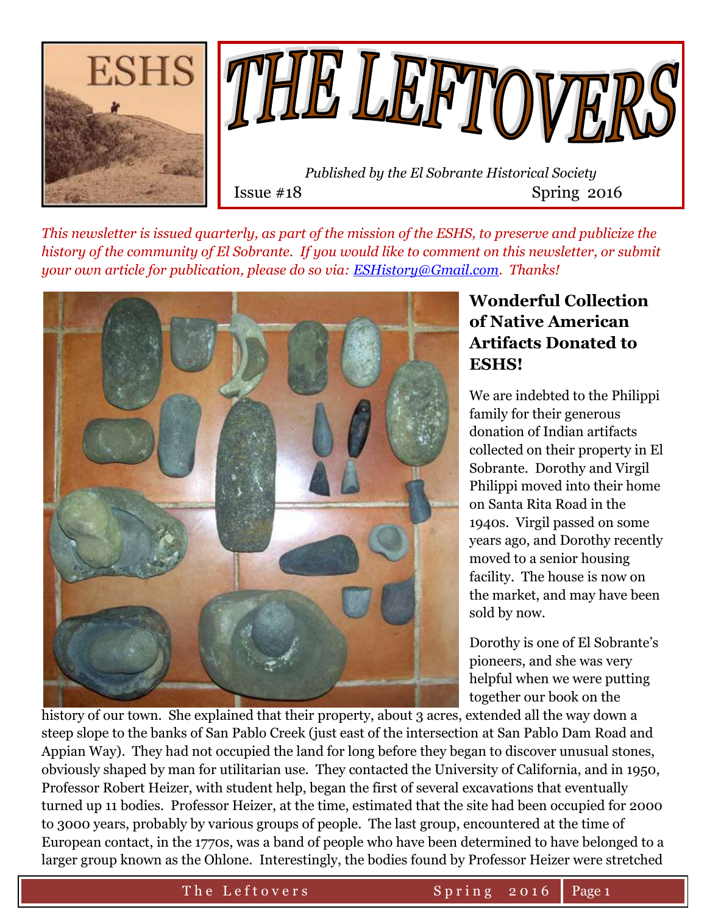# THE LEFTOVERS

*Published by the El Sobrante Historical Society*

Issue #18 — Spring 2016

*This newsletter is issued quarterly, as part of the mission of the ESHS, to preserve and publicize the history of the community of El Sobrante. If you would like to comment on this newsletter, or submit your own article for publication, please do so via: ESHistory@Gmail.com. Thanks!*

## Wonderful Collection of Native American Artifacts Donated to ESHS!

We are indebted to the Philippi family for their generous donation of Indian artifacts collected on their property in El Sobrante. Dorothy and Virgil Philippi moved into their home on Santa Rita Road in the 1940s. Virgil passed on some years ago, and Dorothy recently moved to a senior housing facility. The house is now on the market, and may have been sold by now.

Dorothy is one of El Sobrante's pioneers, and she was very helpful when we were putting together our book on the history of our town. She explained that their property, about 3 acres, extended all the way down a steep slope to the banks of San Pablo Creek (just east of the intersection at San Pablo Dam Road and Appian Way). They had not occupied the land for long before they began to discover unusual stones, obviously shaped by man for utilitarian use. They contacted the University of California, and in 1950, Professor Robert Heizer, with student help, began the first of several excavations that eventually turned up 11 bodies. Professor Heizer, at the time, estimated that the site had been occupied for 2000 to 3000 years, probably by various groups of people. The last group, encountered at the time of European contact, in the 1770s, was a band of people who have been determined to have belonged to a larger group known as the Ohlone. Interestingly, the bodies found by Professor Heizer were stretched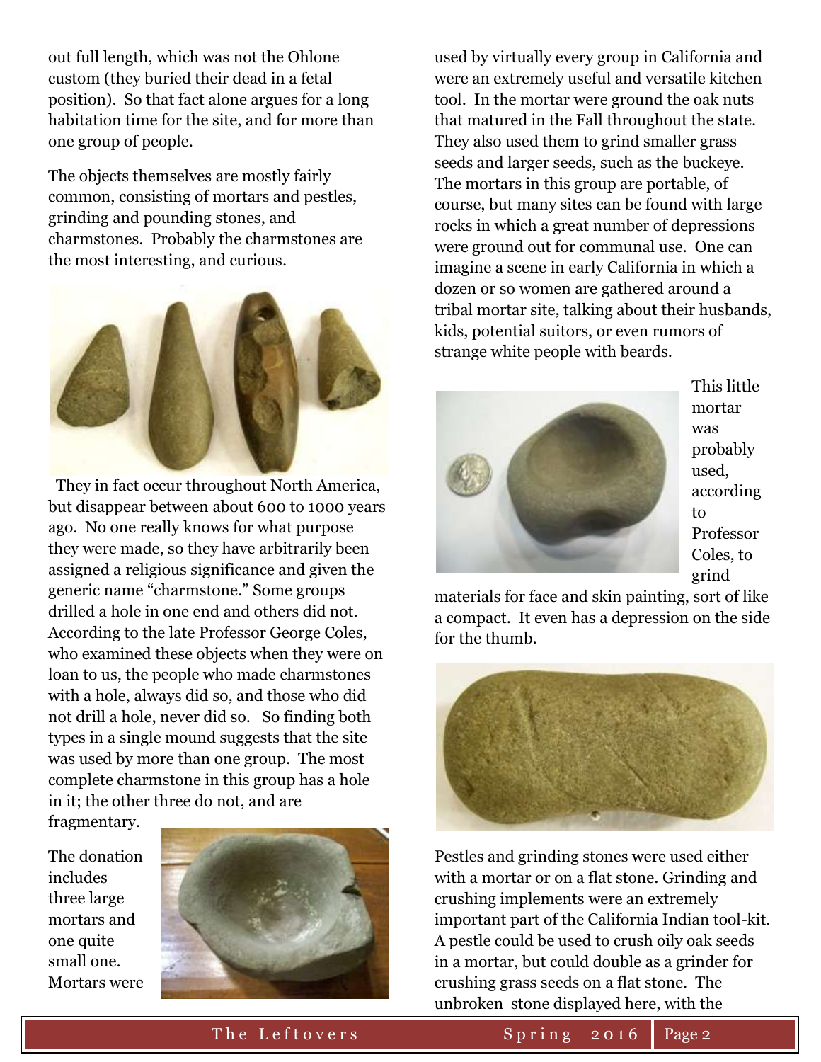out full length, which was not the Ohlone custom (they buried their dead in a fetal position). So that fact alone argues for a long habitation time for the site, and for more than one group of people.

The objects themselves are mostly fairly common, consisting of mortars and pestles, grinding and pounding stones, and charmstones. Probably the charmstones are the most interesting, and curious.

They in fact occur throughout North America, but disappear between about 600 to 1000 years ago. No one really knows for what purpose they were made, so they have arbitrarily been assigned a religious significance and given the generic name "charmstone." Some groups drilled a hole in one end and others did not. According to the late Professor George Coles, who examined these objects when they were on loan to us, the people who made charmstones with a hole, always did so, and those who did not drill a hole, never did so. So finding both types in a single mound suggests that the site was used by more than one group. The most complete charmstone in this group has a hole in it; the other three do not, and are fragmentary.

The donation includes three large mortars and one quite small one. Mortars were used by virtually every group in California and were an extremely useful and versatile kitchen tool. In the mortar were ground the oak nuts that matured in the Fall throughout the state. They also used them to grind smaller grass seeds and larger seeds, such as the buckeye. The mortars in this group are portable, of course, but many sites can be found with large rocks in which a great number of depressions were ground out for communal use. One can imagine a scene in early California in which a dozen or so women are gathered around a tribal mortar site, talking about their husbands, kids, potential suitors, or even rumors of strange white people with beards.

This little mortar was probably used, according to Professor Coles, to grind materials for face and skin painting, sort of like a compact. It even has a depression on the side for the thumb.

Pestles and grinding stones were used either with a mortar or on a flat stone. Grinding and crushing implements were an extremely important part of the California Indian tool-kit. A pestle could be used to crush oily oak seeds in a mortar, but could double as a grinder for crushing grass seeds on a flat stone. The unbroken stone displayed here, with the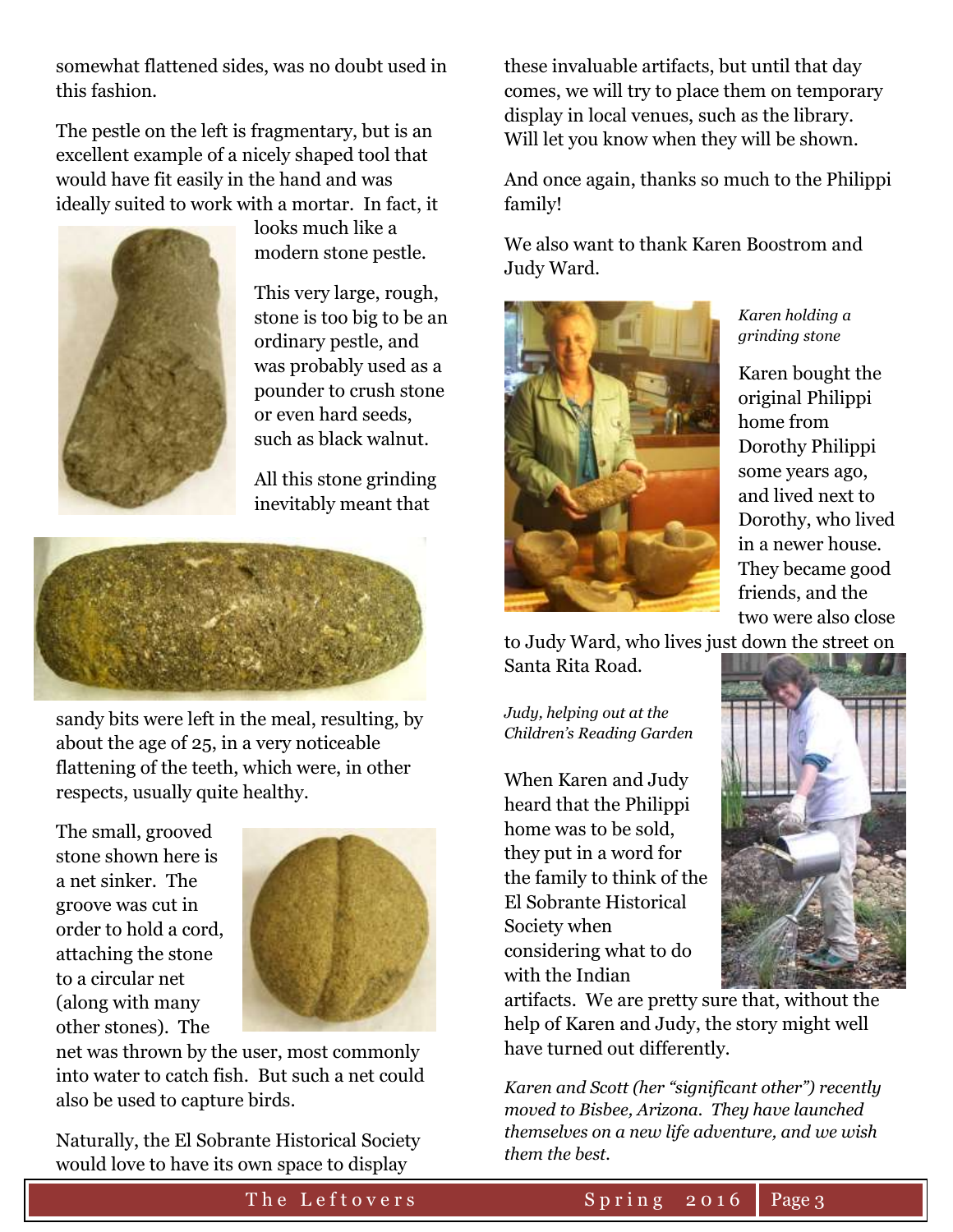somewhat flattened sides, was no doubt used in this fashion.

The pestle on the left is fragmentary, but is an excellent example of a nicely shaped tool that would have fit easily in the hand and was ideally suited to work with a mortar. In fact, it looks much like a modern stone pestle.

This very large, rough, stone is too big to be an ordinary pestle, and was probably used as a pounder to crush stone or even hard seeds, such as black walnut.

All this stone grinding inevitably meant that sandy bits were left in the meal, resulting, by about the age of 25, in a very noticeable flattening of the teeth, which were, in other respects, usually quite healthy.

The small, grooved stone shown here is a net sinker. The groove was cut in order to hold a cord, attaching the stone to a circular net (along with many other stones). The net was thrown by the user, most commonly into water to catch fish. But such a net could also be used to capture birds.

Naturally, the El Sobrante Historical Society would love to have its own space to display these invaluable artifacts, but until that day comes, we will try to place them on temporary display in local venues, such as the library. Will let you know when they will be shown.

And once again, thanks so much to the Philippi family!

We also want to thank Karen Boostrom and Judy Ward.

*Karen holding a grinding stone*

Karen bought the original Philippi home from Dorothy Philippi some years ago, and lived next to Dorothy, who lived in a newer house. They became good friends, and the two were also close to Judy Ward, who lives just down the street on Santa Rita Road.

*Judy, helping out at the Children's Reading Garden*

When Karen and Judy heard that the Philippi home was to be sold, they put in a word for the family to think of the El Sobrante Historical Society when considering what to do with the Indian artifacts. We are pretty sure that, without the help of Karen and Judy, the story might well have turned out differently.

*Karen and Scott (her "significant other") recently moved to Bisbee, Arizona. They have launched themselves on a new life adventure, and we wish them the best.*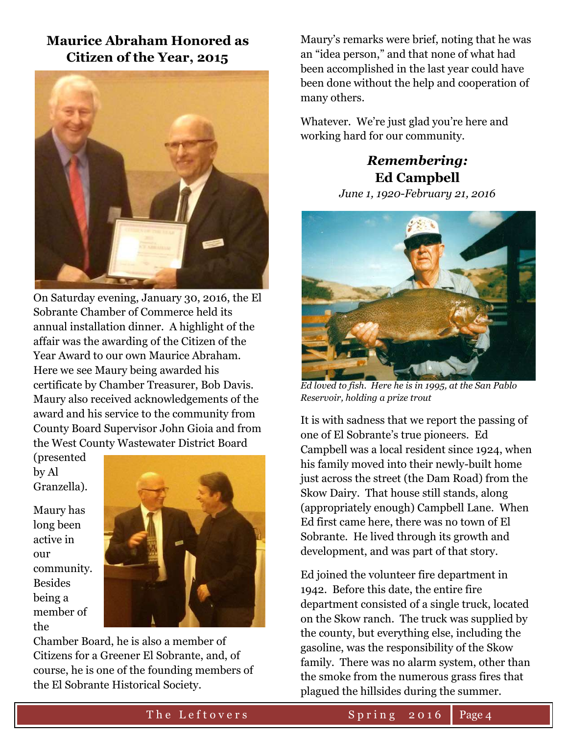## Maurice Abraham Honored as Citizen of the Year, 2015

On Saturday evening, January 30, 2016, the El Sobrante Chamber of Commerce held its annual installation dinner. A highlight of the affair was the awarding of the Citizen of the Year Award to our own Maurice Abraham. Here we see Maury being awarded his certificate by Chamber Treasurer, Bob Davis. Maury also received acknowledgements of the award and his service to the community from County Board Supervisor John Gioia and from the West County Wastewater District Board (presented by Al Granzella).

Maury has long been active in our community. Besides being a member of the Chamber Board, he is also a member of Citizens for a Greener El Sobrante, and, of course, he is one of the founding members of the El Sobrante Historical Society.

Maury's remarks were brief, noting that he was an "idea person," and that none of what had been accomplished in the last year could have been done without the help and cooperation of many others.

Whatever. We're just glad you're here and working hard for our community.

## *Remembering:* Ed Campbell

*June 1, 1920-February 21, 2016*

*Ed loved to fish. Here he is in 1995, at the San Pablo Reservoir, holding a prize trout*

It is with sadness that we report the passing of one of El Sobrante's true pioneers. Ed Campbell was a local resident since 1924, when his family moved into their newly-built home just across the street (the Dam Road) from the Skow Dairy. That house still stands, along (appropriately enough) Campbell Lane. When Ed first came here, there was no town of El Sobrante. He lived through its growth and development, and was part of that story.

Ed joined the volunteer fire department in 1942. Before this date, the entire fire department consisted of a single truck, located on the Skow ranch. The truck was supplied by the county, but everything else, including the gasoline, was the responsibility of the Skow family. There was no alarm system, other than the smoke from the numerous grass fires that plagued the hillsides during the summer.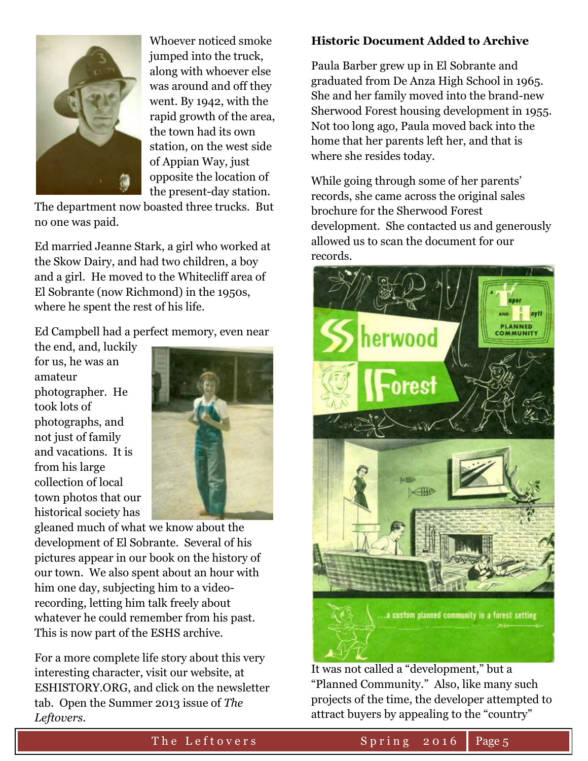Whoever noticed smoke jumped into the truck, along with whoever else was around and off they went. By 1942, with the rapid growth of the area, the town had its own station, on the west side of Appian Way, just opposite the location of the present-day station. The department now boasted three trucks. But no one was paid.

Ed married Jeanne Stark, a girl who worked at the Skow Dairy, and had two children, a boy and a girl. He moved to the Whitecliff area of El Sobrante (now Richmond) in the 1950s, where he spent the rest of his life.

Ed Campbell had a perfect memory, even near the end, and, luckily for us, he was an amateur photographer. He took lots of photographs, and not just of family and vacations. It is from his large collection of local town photos that our historical society has gleaned much of what we know about the development of El Sobrante. Several of his pictures appear in our book on the history of our town. We also spent about an hour with him one day, subjecting him to a video-recording, letting him talk freely about whatever he could remember from his past. This is now part of the ESHS archive.

For a more complete life story about this very interesting character, visit our website, at ESHISTORY.ORG, and click on the newsletter tab. Open the Summer 2013 issue of *The Leftovers*.

### Historic Document Added to Archive

Paula Barber grew up in El Sobrante and graduated from De Anza High School in 1965. She and her family moved into the brand-new Sherwood Forest housing development in 1955. Not too long ago, Paula moved back into the home that her parents left her, and that is where she resides today.

While going through some of her parents' records, she came across the original sales brochure for the Sherwood Forest development. She contacted us and generously allowed us to scan the document for our records.

It was not called a "development," but a "Planned Community." Also, like many such projects of the time, the developer attempted to attract buyers by appealing to the "country"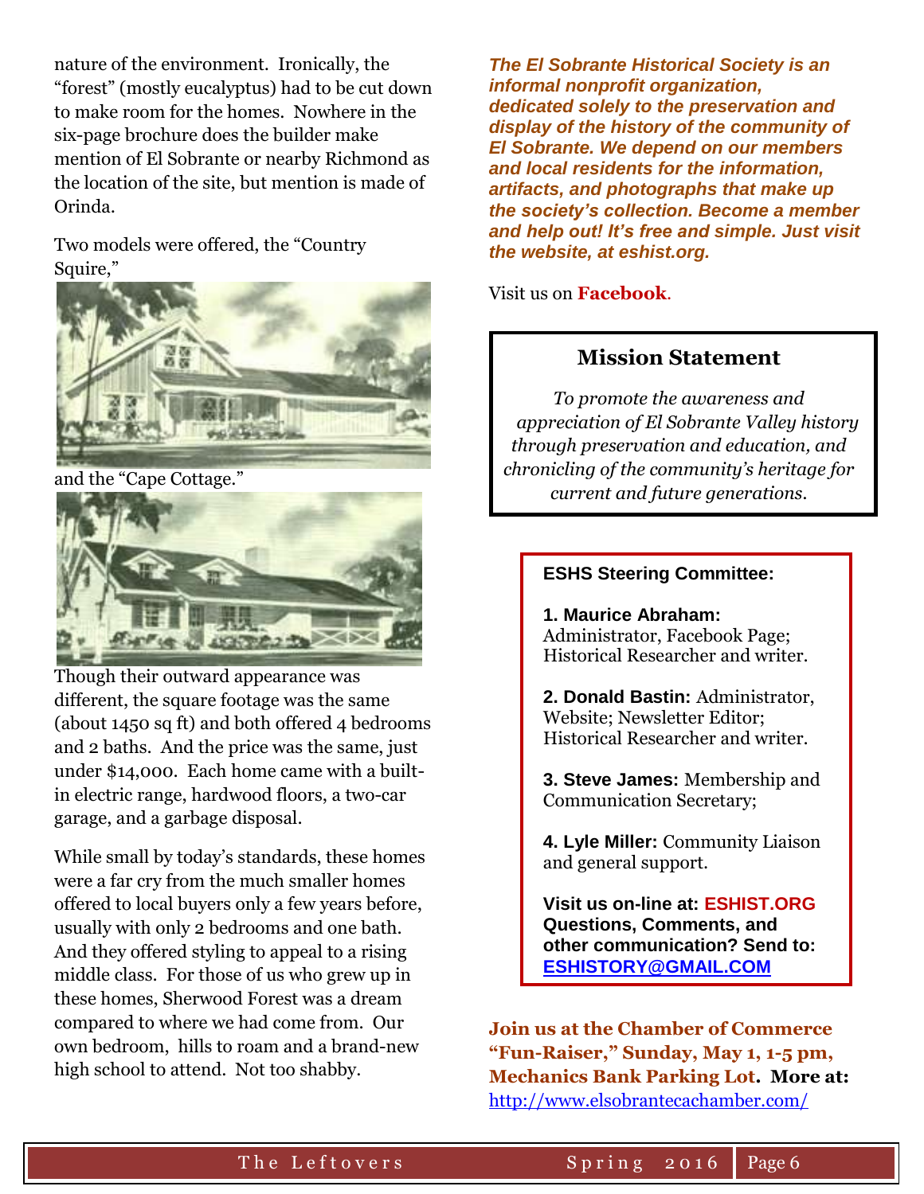nature of the environment. Ironically, the "forest" (mostly eucalyptus) had to be cut down to make room for the homes. Nowhere in the six-page brochure does the builder make mention of El Sobrante or nearby Richmond as the location of the site, but mention is made of Orinda.

Two models were offered, the "Country Squire,"

and the "Cape Cottage."

Though their outward appearance was different, the square footage was the same (about 1450 sq ft) and both offered 4 bedrooms and 2 baths. And the price was the same, just under $14,000. Each home came with a built-in electric range, hardwood floors, a two-car garage, and a garbage disposal.

While small by today's standards, these homes were a far cry from the much smaller homes offered to local buyers only a few years before, usually with only 2 bedrooms and one bath. And they offered styling to appeal to a rising middle class. For those of us who grew up in these homes, Sherwood Forest was a dream compared to where we had come from. Our own bedroom, hills to roam and a brand-new high school to attend. Not too shabby.

***The El Sobrante Historical Society is an informal nonprofit organization, dedicated solely to the preservation and display of the history of the community of El Sobrante. We depend on our members and local residents for the information, artifacts, and photographs that make up the society's collection. Become a member and help out! It's free and simple. Just visit the website, at eshist.org.***

Visit us on **Facebook**.

### Mission Statement

*To promote the awareness and appreciation of El Sobrante Valley history through preservation and education, and chronicling of the community's heritage for current and future generations.*

**ESHS Steering Committee:**

**1. Maurice Abraham:** Administrator, Facebook Page; Historical Researcher and writer.

**2. Donald Bastin:** Administrator, Website; Newsletter Editor; Historical Researcher and writer.

**3. Steve James:** Membership and Communication Secretary;

**4. Lyle Miller:** Community Liaison and general support.

**Visit us on-line at: ESHIST.ORG**
**Questions, Comments, and other communication? Send to: ESHISTORY@GMAIL.COM**

**Join us at the Chamber of Commerce "Fun-Raiser," Sunday, May 1, 1-5 pm, Mechanics Bank Parking Lot. More at:** http://www.elsobrantecachamber.com/